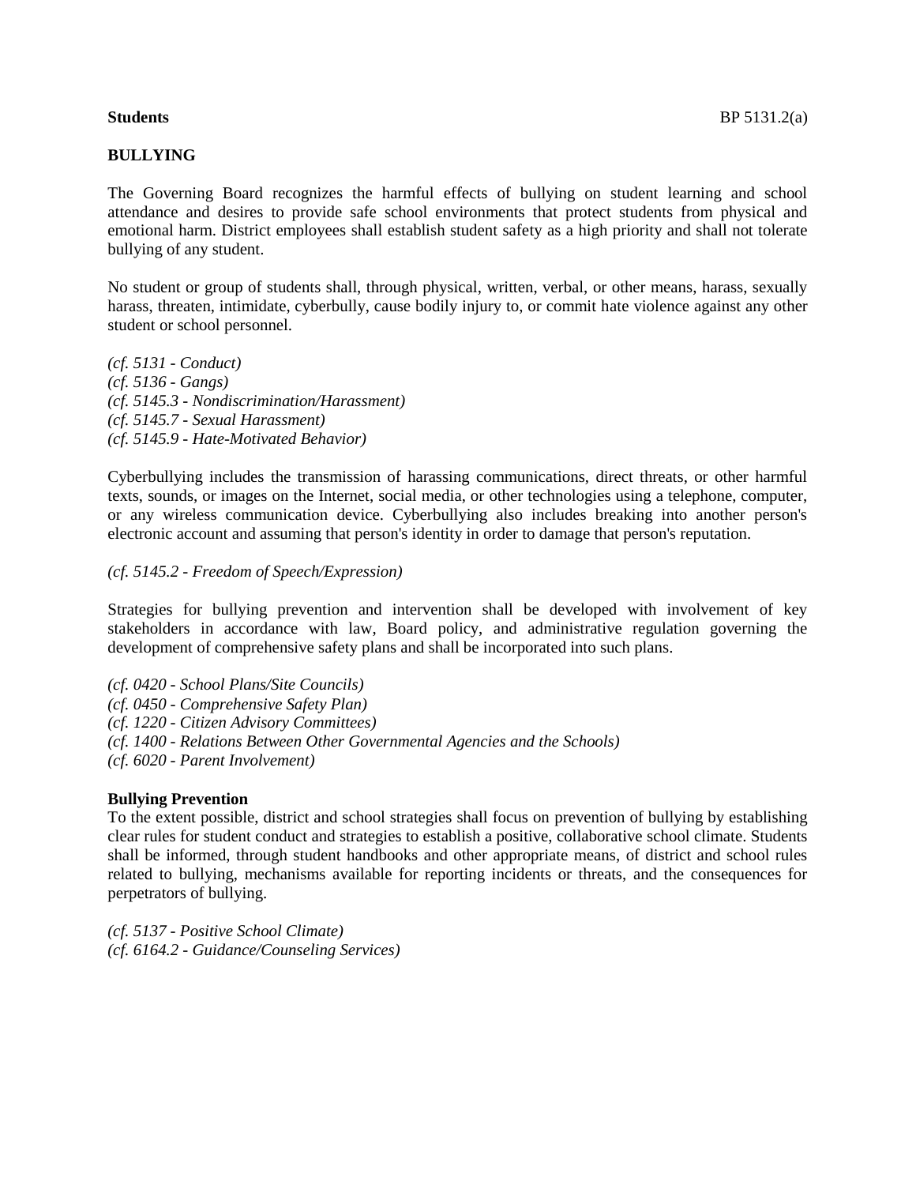**Students** BP 5131.2(a)

# BULLYING

The Governing Board recognizes the harmful effects of bullying on student learning and school attendance and desires to provide safe school environments that protect students from physical and emotional harm. District employees shall establish student safety as a high priority and shall not tolerate bullying of any student.

No student or group of students shall, through physical, written, verbal, or other means, harass, sexually harass, threaten, intimidate, cyberbully, cause bodily injury to, or commit hate violence against any other student or school personnel.

*(cf. 5131 - Conduct)*
*(cf. 5136 - Gangs)*
*(cf. 5145.3 - Nondiscrimination/Harassment)*
*(cf. 5145.7 - Sexual Harassment)*
*(cf. 5145.9 - Hate-Motivated Behavior)*

Cyberbullying includes the transmission of harassing communications, direct threats, or other harmful texts, sounds, or images on the Internet, social media, or other technologies using a telephone, computer, or any wireless communication device. Cyberbullying also includes breaking into another person's electronic account and assuming that person's identity in order to damage that person's reputation.

*(cf. 5145.2 - Freedom of Speech/Expression)*

Strategies for bullying prevention and intervention shall be developed with involvement of key stakeholders in accordance with law, Board policy, and administrative regulation governing the development of comprehensive safety plans and shall be incorporated into such plans.

*(cf. 0420 - School Plans/Site Councils)*
*(cf. 0450 - Comprehensive Safety Plan)*
*(cf. 1220 - Citizen Advisory Committees)*
*(cf. 1400 - Relations Between Other Governmental Agencies and the Schools)*
*(cf. 6020 - Parent Involvement)*

## Bullying Prevention

To the extent possible, district and school strategies shall focus on prevention of bullying by establishing clear rules for student conduct and strategies to establish a positive, collaborative school climate. Students shall be informed, through student handbooks and other appropriate means, of district and school rules related to bullying, mechanisms available for reporting incidents or threats, and the consequences for perpetrators of bullying.

*(cf. 5137 - Positive School Climate)*
*(cf. 6164.2 - Guidance/Counseling Services)*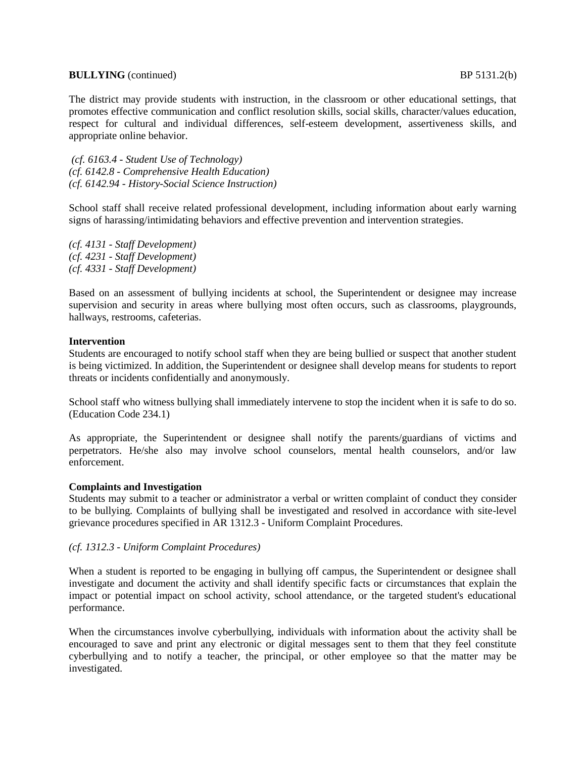The district may provide students with instruction, in the classroom or other educational settings, that promotes effective communication and conflict resolution skills, social skills, character/values education, respect for cultural and individual differences, self-esteem development, assertiveness skills, and appropriate online behavior.

*(cf. 6163.4 - Student Use of Technology)*
*(cf. 6142.8 - Comprehensive Health Education)*
*(cf. 6142.94 - History-Social Science Instruction)*

School staff shall receive related professional development, including information about early warning signs of harassing/intimidating behaviors and effective prevention and intervention strategies.

*(cf. 4131 - Staff Development)*
*(cf. 4231 - Staff Development)*
*(cf. 4331 - Staff Development)*

Based on an assessment of bullying incidents at school, the Superintendent or designee may increase supervision and security in areas where bullying most often occurs, such as classrooms, playgrounds, hallways, restrooms, cafeterias.

**Intervention**

Students are encouraged to notify school staff when they are being bullied or suspect that another student is being victimized. In addition, the Superintendent or designee shall develop means for students to report threats or incidents confidentially and anonymously.

School staff who witness bullying shall immediately intervene to stop the incident when it is safe to do so. (Education Code 234.1)

As appropriate, the Superintendent or designee shall notify the parents/guardians of victims and perpetrators. He/she also may involve school counselors, mental health counselors, and/or law enforcement.

**Complaints and Investigation**

Students may submit to a teacher or administrator a verbal or written complaint of conduct they consider to be bullying. Complaints of bullying shall be investigated and resolved in accordance with site-level grievance procedures specified in AR 1312.3 - Uniform Complaint Procedures.

*(cf. 1312.3 - Uniform Complaint Procedures)*

When a student is reported to be engaging in bullying off campus, the Superintendent or designee shall investigate and document the activity and shall identify specific facts or circumstances that explain the impact or potential impact on school activity, school attendance, or the targeted student's educational performance.

When the circumstances involve cyberbullying, individuals with information about the activity shall be encouraged to save and print any electronic or digital messages sent to them that they feel constitute cyberbullying and to notify a teacher, the principal, or other employee so that the matter may be investigated.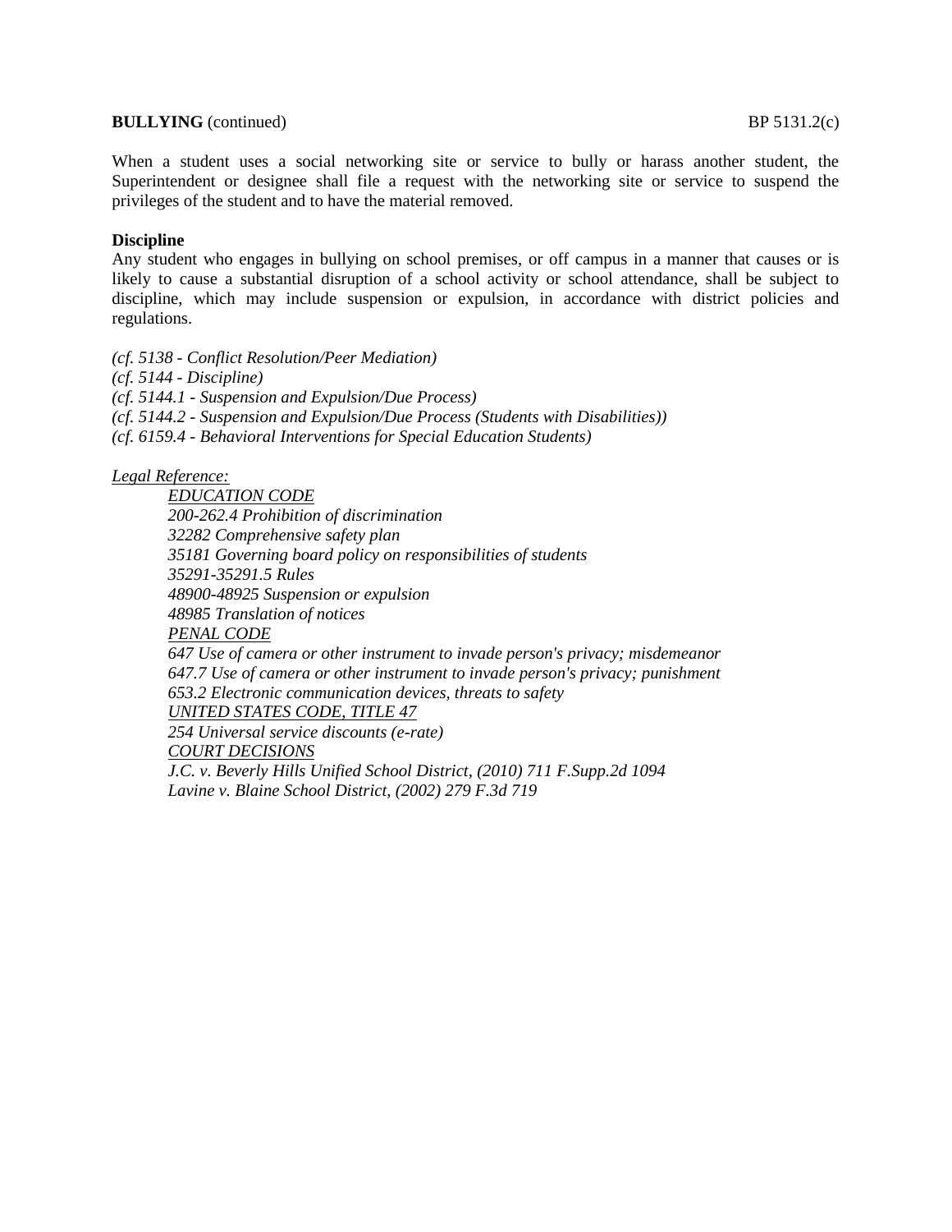When a student uses a social networking site or service to bully or harass another student, the Superintendent or designee shall file a request with the networking site or service to suspend the privileges of the student and to have the material removed.

**Discipline**

Any student who engages in bullying on school premises, or off campus in a manner that causes or is likely to cause a substantial disruption of a school activity or school attendance, shall be subject to discipline, which may include suspension or expulsion, in accordance with district policies and regulations.

*(cf. 5138 - Conflict Resolution/Peer Mediation)*
*(cf. 5144 - Discipline)*
*(cf. 5144.1 - Suspension and Expulsion/Due Process)*
*(cf. 5144.2 - Suspension and Expulsion/Due Process (Students with Disabilities))*
*(cf. 6159.4 - Behavioral Interventions for Special Education Students)*

*Legal Reference:*

*EDUCATION CODE*
*200-262.4 Prohibition of discrimination*
*32282 Comprehensive safety plan*
*35181 Governing board policy on responsibilities of students*
*35291-35291.5 Rules*
*48900-48925 Suspension or expulsion*
*48985 Translation of notices*
*PENAL CODE*
*647 Use of camera or other instrument to invade person's privacy; misdemeanor*
*647.7 Use of camera or other instrument to invade person's privacy; punishment*
*653.2 Electronic communication devices, threats to safety*
*UNITED STATES CODE, TITLE 47*
*254 Universal service discounts (e-rate)*
*COURT DECISIONS*
*J.C. v. Beverly Hills Unified School District, (2010) 711 F.Supp.2d 1094*
*Lavine v. Blaine School District, (2002) 279 F.3d 719*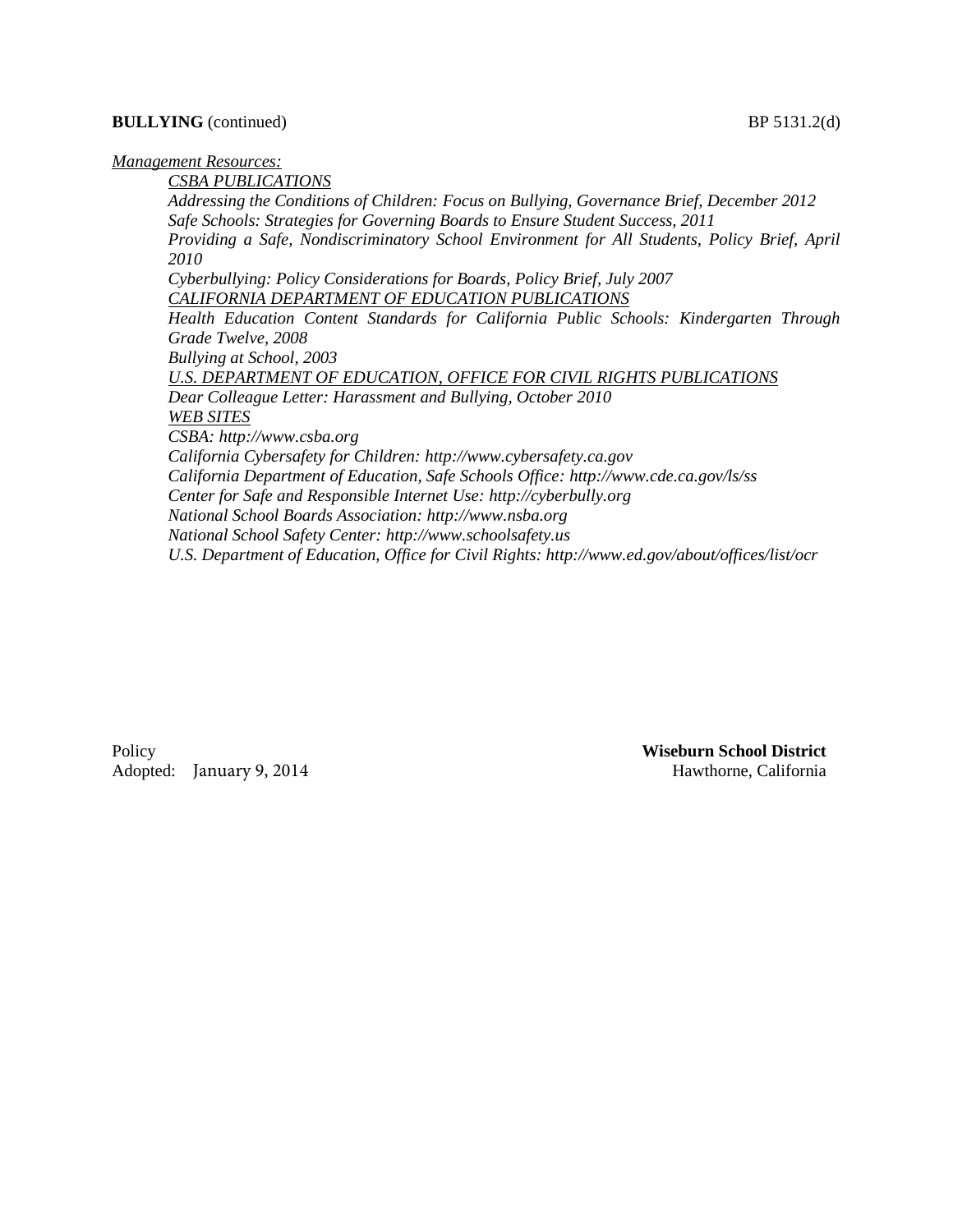<u>*Management Resources:*</u>

<u>*CSBA PUBLICATIONS*</u>

*Addressing the Conditions of Children: Focus on Bullying, Governance Brief, December 2012*

*Safe Schools: Strategies for Governing Boards to Ensure Student Success, 2011*

*Providing a Safe, Nondiscriminatory School Environment for All Students, Policy Brief, April 2010*

*Cyberbullying: Policy Considerations for Boards, Policy Brief, July 2007*

<u>*CALIFORNIA DEPARTMENT OF EDUCATION PUBLICATIONS*</u>

*Health Education Content Standards for California Public Schools: Kindergarten Through Grade Twelve, 2008*

*Bullying at School, 2003*

<u>*U.S. DEPARTMENT OF EDUCATION, OFFICE FOR CIVIL RIGHTS PUBLICATIONS*</u>

*Dear Colleague Letter: Harassment and Bullying, October 2010*

<u>*WEB SITES*</u>

*CSBA: http://www.csba.org*

*California Cybersafety for Children: http://www.cybersafety.ca.gov*

*California Department of Education, Safe Schools Office: http://www.cde.ca.gov/ls/ss*

*Center for Safe and Responsible Internet Use: http://cyberbully.org*

*National School Boards Association: http://www.nsba.org*

*National School Safety Center: http://www.schoolsafety.us*

*U.S. Department of Education, Office for Civil Rights: http://www.ed.gov/about/offices/list/ocr*

Policy **Wiseburn School District**

Adopted: January 9, 2014 Hawthorne, California